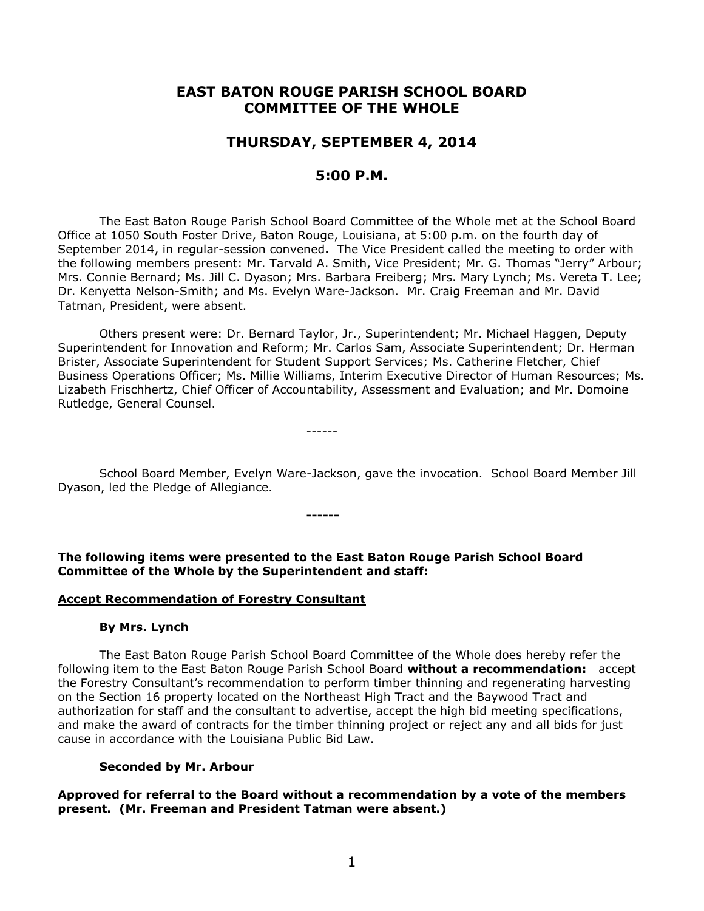# EAST BATON ROUGE PARISH SCHOOL BOARD
# COMMITTEE OF THE WHOLE

## THURSDAY, SEPTEMBER 4, 2014

## 5:00 P.M.

The East Baton Rouge Parish School Board Committee of the Whole met at the School Board Office at 1050 South Foster Drive, Baton Rouge, Louisiana, at 5:00 p.m. on the fourth day of September 2014, in regular-session convened**.** The Vice President called the meeting to order with the following members present: Mr. Tarvald A. Smith, Vice President; Mr. G. Thomas "Jerry" Arbour; Mrs. Connie Bernard; Ms. Jill C. Dyason; Mrs. Barbara Freiberg; Mrs. Mary Lynch; Ms. Vereta T. Lee; Dr. Kenyetta Nelson-Smith; and Ms. Evelyn Ware-Jackson. Mr. Craig Freeman and Mr. David Tatman, President, were absent.

Others present were: Dr. Bernard Taylor, Jr., Superintendent; Mr. Michael Haggen, Deputy Superintendent for Innovation and Reform; Mr. Carlos Sam, Associate Superintendent; Dr. Herman Brister, Associate Superintendent for Student Support Services; Ms. Catherine Fletcher, Chief Business Operations Officer; Ms. Millie Williams, Interim Executive Director of Human Resources; Ms. Lizabeth Frischhertz, Chief Officer of Accountability, Assessment and Evaluation; and Mr. Domoine Rutledge, General Counsel.

------

School Board Member, Evelyn Ware-Jackson, gave the invocation. School Board Member Jill Dyason, led the Pledge of Allegiance.

**------**

**The following items were presented to the East Baton Rouge Parish School Board Committee of the Whole by the Superintendent and staff:**

**Accept Recommendation of Forestry Consultant**

**By Mrs. Lynch**

The East Baton Rouge Parish School Board Committee of the Whole does hereby refer the following item to the East Baton Rouge Parish School Board **without a recommendation:** accept the Forestry Consultant's recommendation to perform timber thinning and regenerating harvesting on the Section 16 property located on the Northeast High Tract and the Baywood Tract and authorization for staff and the consultant to advertise, accept the high bid meeting specifications, and make the award of contracts for the timber thinning project or reject any and all bids for just cause in accordance with the Louisiana Public Bid Law.

**Seconded by Mr. Arbour**

**Approved for referral to the Board without a recommendation by a vote of the members present. (Mr. Freeman and President Tatman were absent.)**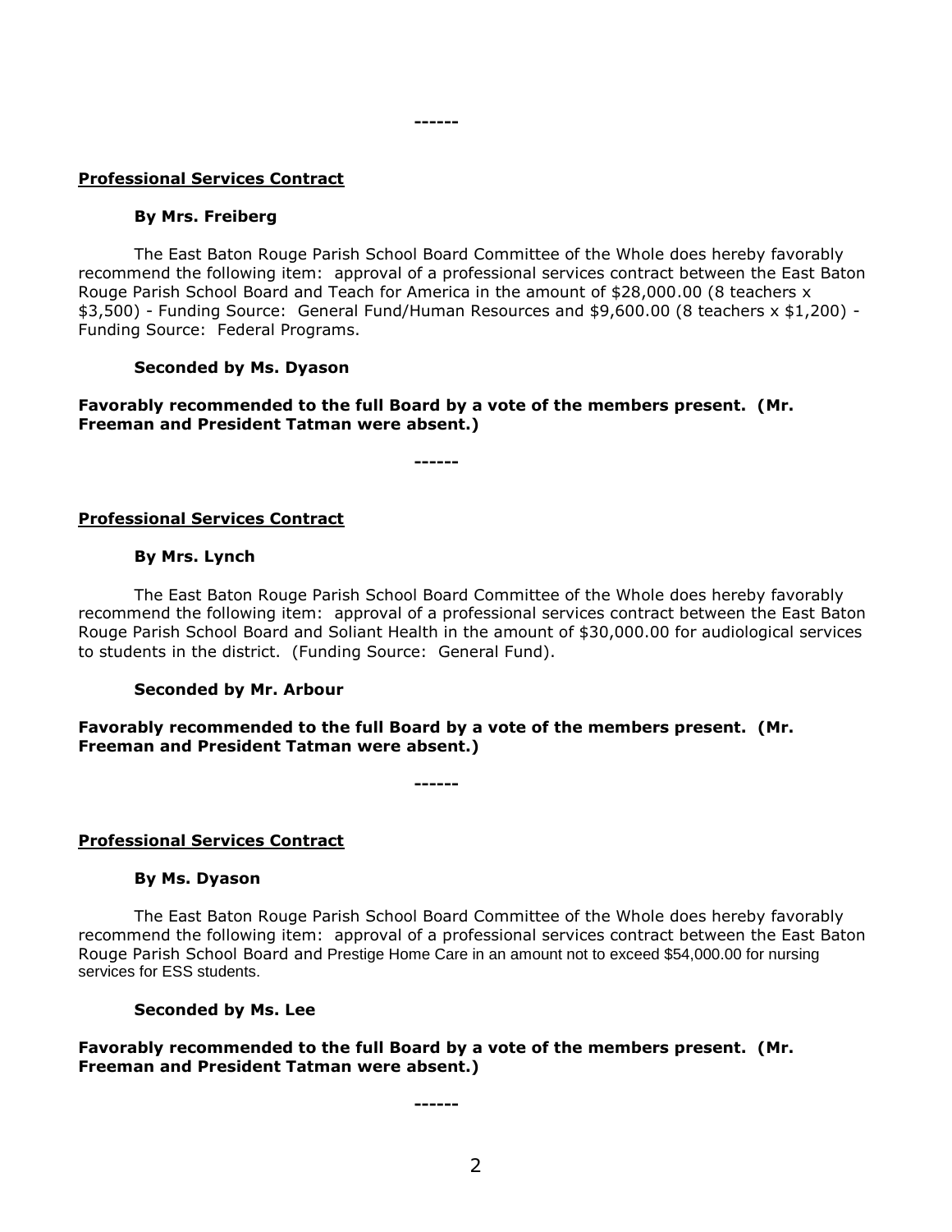------

**Professional Services Contract**

**By Mrs. Freiberg**

The East Baton Rouge Parish School Board Committee of the Whole does hereby favorably recommend the following item: approval of a professional services contract between the East Baton Rouge Parish School Board and Teach for America in the amount of $28,000.00 (8 teachers x $3,500) - Funding Source: General Fund/Human Resources and $9,600.00 (8 teachers x $1,200) - Funding Source: Federal Programs.

**Seconded by Ms. Dyason**

**Favorably recommended to the full Board by a vote of the members present. (Mr. Freeman and President Tatman were absent.)**

------

**Professional Services Contract**

**By Mrs. Lynch**

The East Baton Rouge Parish School Board Committee of the Whole does hereby favorably recommend the following item: approval of a professional services contract between the East Baton Rouge Parish School Board and Soliant Health in the amount of $30,000.00 for audiological services to students in the district. (Funding Source: General Fund).

**Seconded by Mr. Arbour**

**Favorably recommended to the full Board by a vote of the members present. (Mr. Freeman and President Tatman were absent.)**

------

**Professional Services Contract**

**By Ms. Dyason**

The East Baton Rouge Parish School Board Committee of the Whole does hereby favorably recommend the following item: approval of a professional services contract between the East Baton Rouge Parish School Board and Prestige Home Care in an amount not to exceed $54,000.00 for nursing services for ESS students.

**Seconded by Ms. Lee**

**Favorably recommended to the full Board by a vote of the members present. (Mr. Freeman and President Tatman were absent.)**

------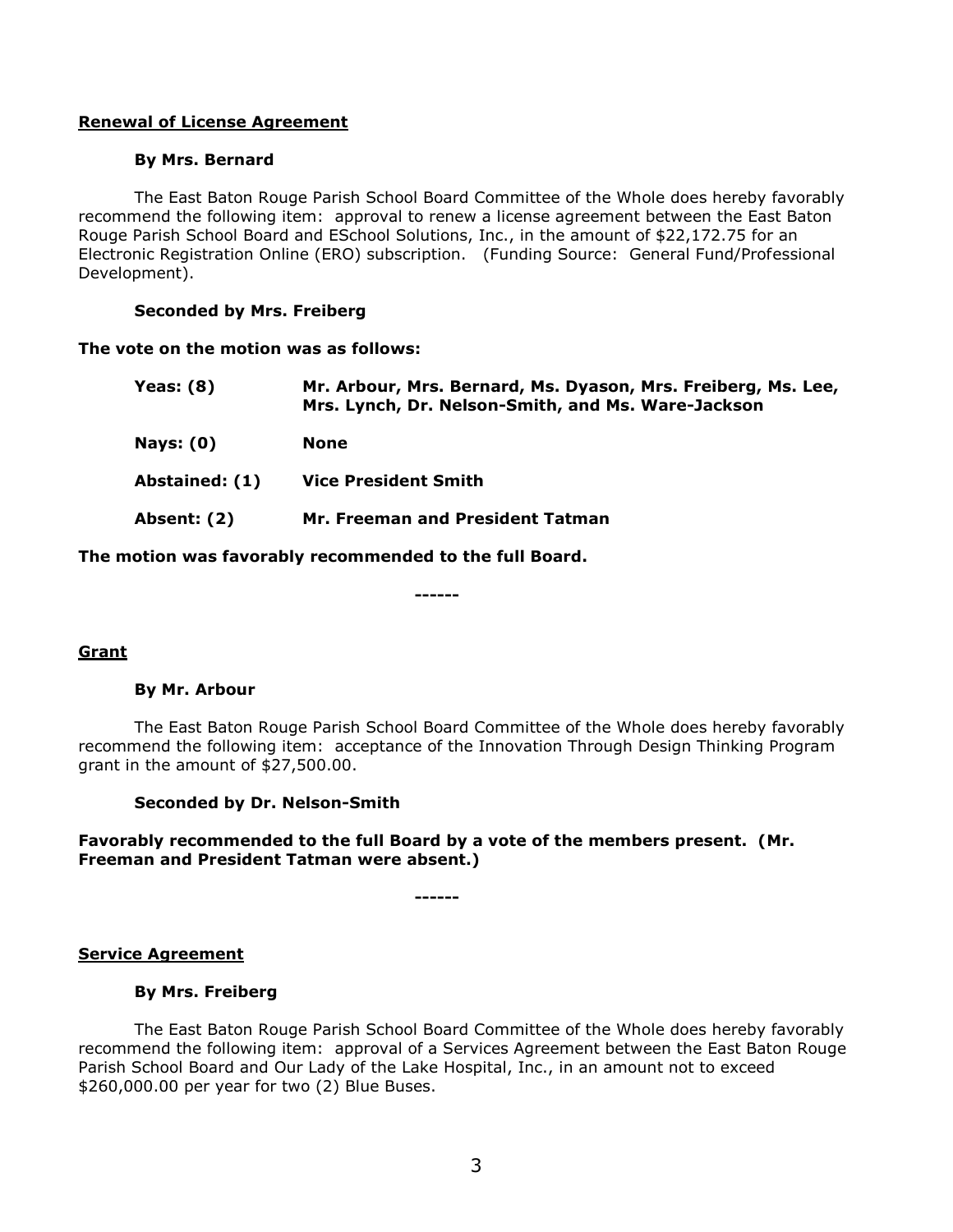**<u>Renewal of License Agreement</u>**

**By Mrs. Bernard**

The East Baton Rouge Parish School Board Committee of the Whole does hereby favorably recommend the following item: approval to renew a license agreement between the East Baton Rouge Parish School Board and ESchool Solutions, Inc., in the amount of $22,172.75 for an Electronic Registration Online (ERO) subscription. (Funding Source: General Fund/Professional Development).

**Seconded by Mrs. Freiberg**

**The vote on the motion was as follows:**

| | |
|---|---|
| **Yeas: (8)** | **Mr. Arbour, Mrs. Bernard, Ms. Dyason, Mrs. Freiberg, Ms. Lee, Mrs. Lynch, Dr. Nelson-Smith, and Ms. Ware-Jackson** |
| **Nays: (0)** | **None** |
| **Abstained: (1)** | **Vice President Smith** |
| **Absent: (2)** | **Mr. Freeman and President Tatman** |

**The motion was favorably recommended to the full Board.**

------

**<u>Grant</u>**

**By Mr. Arbour**

The East Baton Rouge Parish School Board Committee of the Whole does hereby favorably recommend the following item: acceptance of the Innovation Through Design Thinking Program grant in the amount of $27,500.00.

**Seconded by Dr. Nelson-Smith**

**Favorably recommended to the full Board by a vote of the members present. (Mr. Freeman and President Tatman were absent.)**

------

**<u>Service Agreement</u>**

**By Mrs. Freiberg**

The East Baton Rouge Parish School Board Committee of the Whole does hereby favorably recommend the following item: approval of a Services Agreement between the East Baton Rouge Parish School Board and Our Lady of the Lake Hospital, Inc., in an amount not to exceed $260,000.00 per year for two (2) Blue Buses.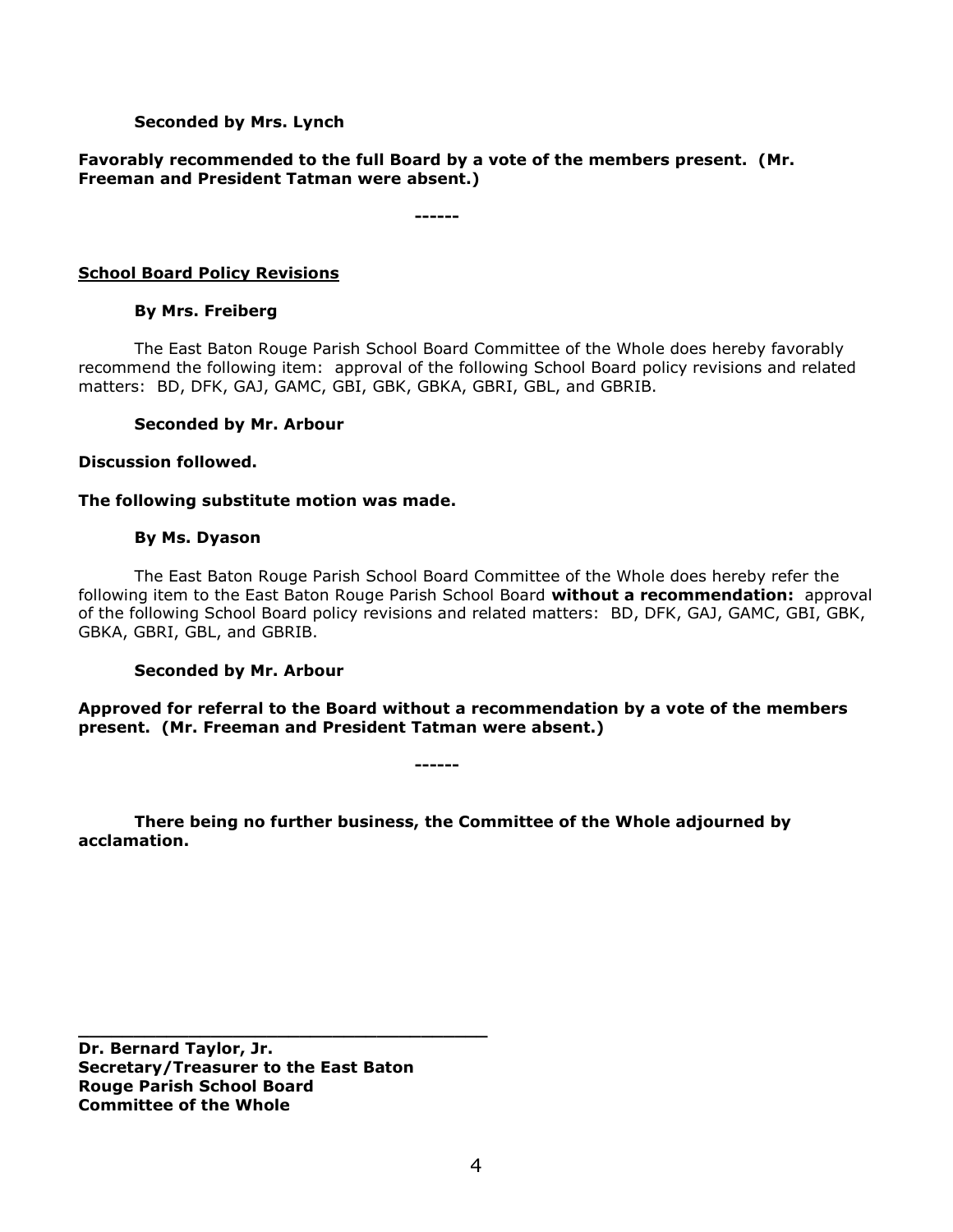**Seconded by Mrs. Lynch**

**Favorably recommended to the full Board by a vote of the members present. (Mr. Freeman and President Tatman were absent.)**

**------**

<u>**School Board Policy Revisions**</u>

**By Mrs. Freiberg**

The East Baton Rouge Parish School Board Committee of the Whole does hereby favorably recommend the following item: approval of the following School Board policy revisions and related matters: BD, DFK, GAJ, GAMC, GBI, GBK, GBKA, GBRI, GBL, and GBRIB.

**Seconded by Mr. Arbour**

**Discussion followed.**

**The following substitute motion was made.**

**By Ms. Dyason**

The East Baton Rouge Parish School Board Committee of the Whole does hereby refer the following item to the East Baton Rouge Parish School Board **without a recommendation:** approval of the following School Board policy revisions and related matters: BD, DFK, GAJ, GAMC, GBI, GBK, GBKA, GBRI, GBL, and GBRIB.

**Seconded by Mr. Arbour**

**Approved for referral to the Board without a recommendation by a vote of the members present. (Mr. Freeman and President Tatman were absent.)**

**------**

**There being no further business, the Committee of the Whole adjourned by acclamation.**

\_\_\_\_\_\_\_\_\_\_\_\_\_\_\_\_\_\_\_\_\_\_\_\_\_\_\_\_\_\_\_\_\_\_\_\_\_\_\_\_

**Dr. Bernard Taylor, Jr.**
**Secretary/Treasurer to the East Baton Rouge Parish School Board**
**Committee of the Whole**